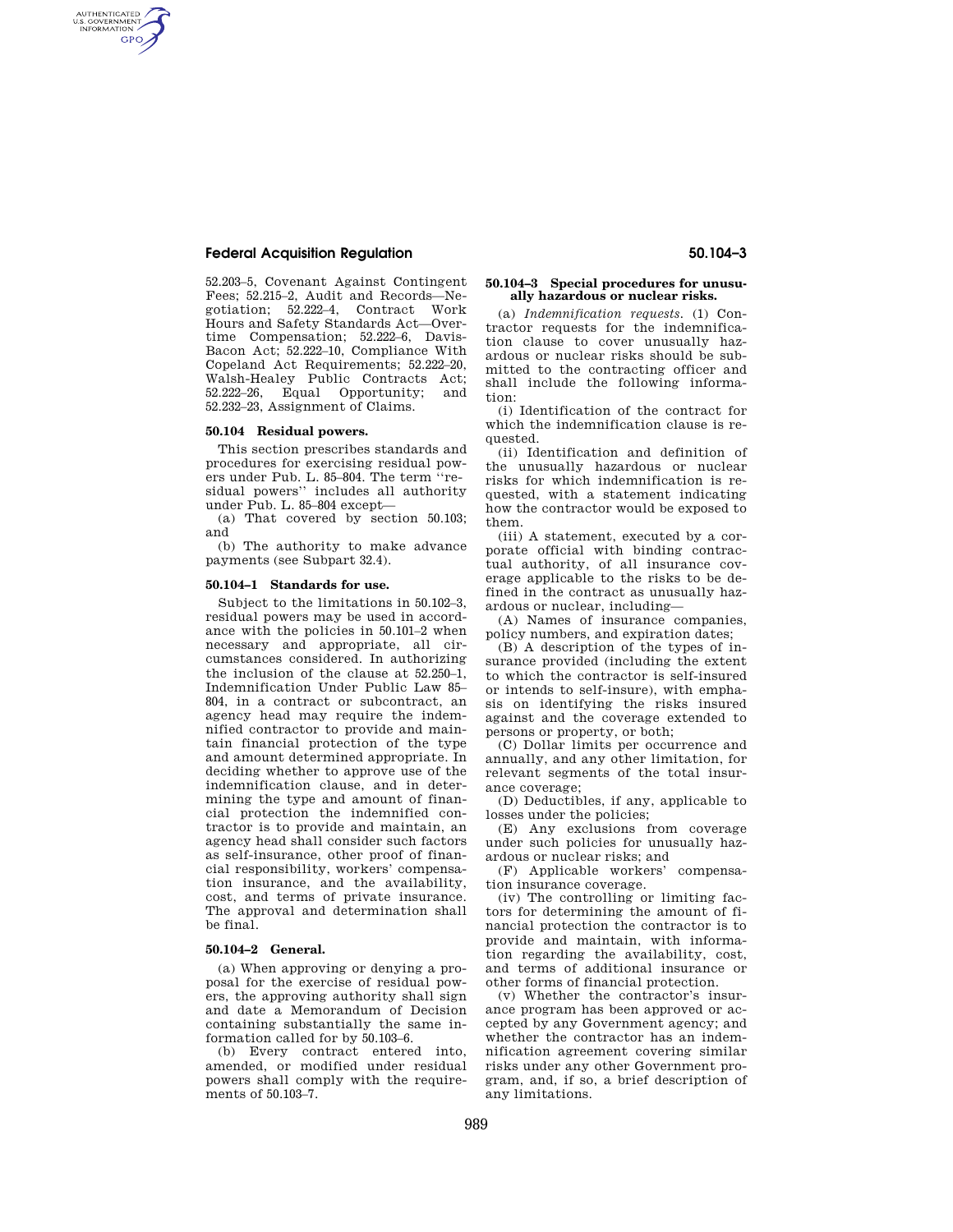52.203–5, Covenant Against Contingent Fees; 52.215–2, Audit and Records—Negotiation; 52.222–4, Contract Work Hours and Safety Standards Act—Overtime Compensation; 52.222–6, Davis-Bacon Act; 52.222–10, Compliance With Copeland Act Requirements; 52.222–20, Walsh-Healey Public Contracts Act; 52.222–26, Equal Opportunity; and 52.232–23, Assignment of Claims.

### 50.104 Residual powers.

This section prescribes standards and procedures for exercising residual powers under Pub. L. 85–804. The term ''residual powers'' includes all authority under Pub. L. 85–804 except—

(a) That covered by section 50.103; and

(b) The authority to make advance payments (see Subpart 32.4).

### 50.104–1 Standards for use.

Subject to the limitations in 50.102–3, residual powers may be used in accordance with the policies in 50.101–2 when necessary and appropriate, all circumstances considered. In authorizing the inclusion of the clause at 52.250–1, Indemnification Under Public Law 85–804, in a contract or subcontract, an agency head may require the indemnified contractor to provide and maintain financial protection of the type and amount determined appropriate. In deciding whether to approve use of the indemnification clause, and in determining the type and amount of financial protection the indemnified contractor is to provide and maintain, an agency head shall consider such factors as self-insurance, other proof of financial responsibility, workers' compensation insurance, and the availability, cost, and terms of private insurance. The approval and determination shall be final.

### 50.104–2 General.

(a) When approving or denying a proposal for the exercise of residual powers, the approving authority shall sign and date a Memorandum of Decision containing substantially the same information called for by 50.103–6.

(b) Every contract entered into, amended, or modified under residual powers shall comply with the requirements of 50.103–7.

### 50.104–3 Special procedures for unusually hazardous or nuclear risks.

(a) *Indemnification requests.* (1) Contractor requests for the indemnification clause to cover unusually hazardous or nuclear risks should be submitted to the contracting officer and shall include the following information:

(i) Identification of the contract for which the indemnification clause is requested.

(ii) Identification and definition of the unusually hazardous or nuclear risks for which indemnification is requested, with a statement indicating how the contractor would be exposed to them.

(iii) A statement, executed by a corporate official with binding contractual authority, of all insurance coverage applicable to the risks to be defined in the contract as unusually hazardous or nuclear, including—

(A) Names of insurance companies, policy numbers, and expiration dates;

(B) A description of the types of insurance provided (including the extent to which the contractor is self-insured or intends to self-insure), with emphasis on identifying the risks insured against and the coverage extended to persons or property, or both;

(C) Dollar limits per occurrence and annually, and any other limitation, for relevant segments of the total insurance coverage;

(D) Deductibles, if any, applicable to losses under the policies;

(E) Any exclusions from coverage under such policies for unusually hazardous or nuclear risks; and

(F) Applicable workers' compensation insurance coverage.

(iv) The controlling or limiting factors for determining the amount of financial protection the contractor is to provide and maintain, with information regarding the availability, cost, and terms of additional insurance or other forms of financial protection.

(v) Whether the contractor's insurance program has been approved or accepted by any Government agency; and whether the contractor has an indemnification agreement covering similar risks under any other Government program, and, if so, a brief description of any limitations.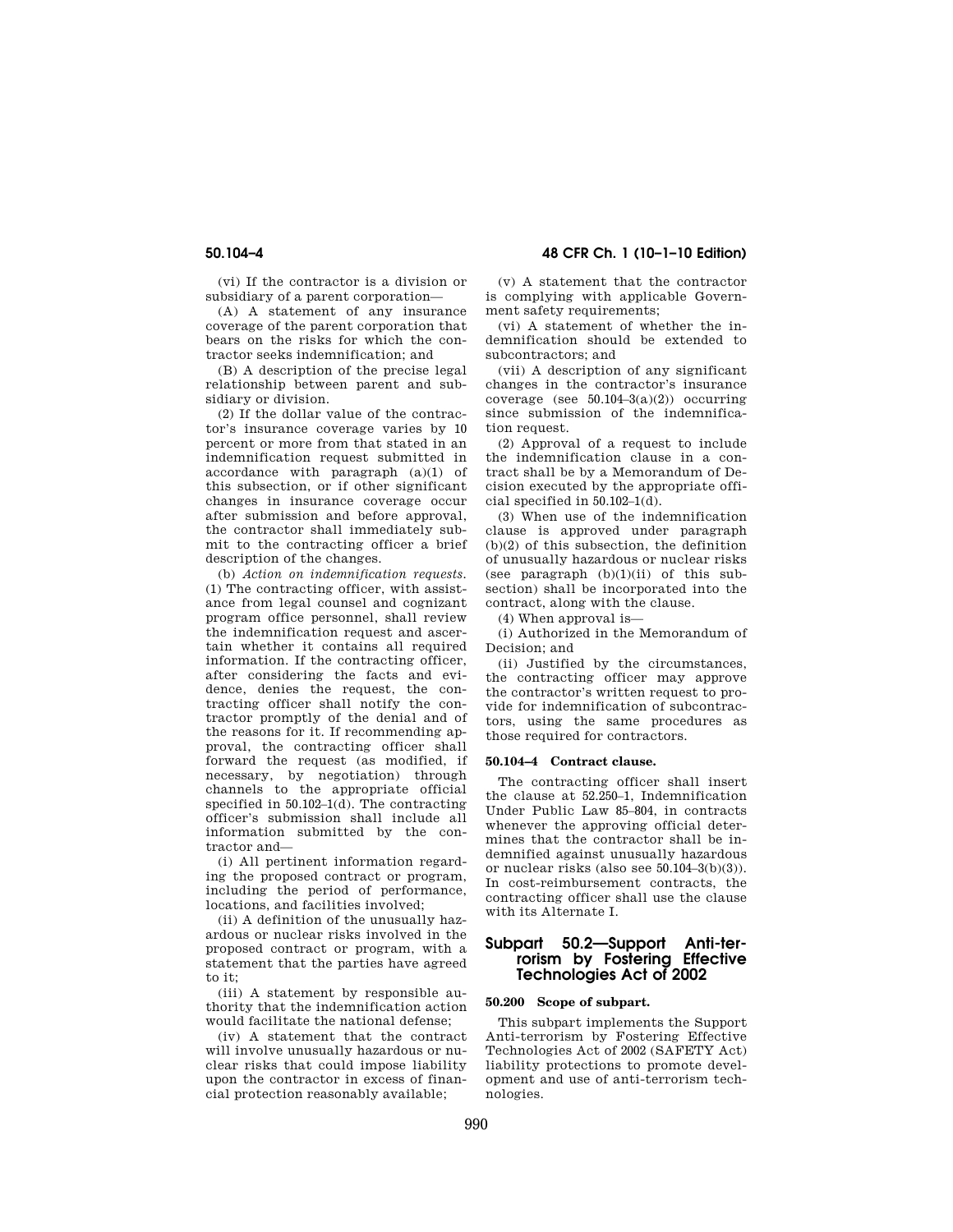(vi) If the contractor is a division or subsidiary of a parent corporation—

(A) A statement of any insurance coverage of the parent corporation that bears on the risks for which the contractor seeks indemnification; and

(B) A description of the precise legal relationship between parent and subsidiary or division.

(2) If the dollar value of the contractor's insurance coverage varies by 10 percent or more from that stated in an indemnification request submitted in accordance with paragraph (a)(1) of this subsection, or if other significant changes in insurance coverage occur after submission and before approval, the contractor shall immediately submit to the contracting officer a brief description of the changes.

(b) *Action on indemnification requests.* (1) The contracting officer, with assistance from legal counsel and cognizant program office personnel, shall review the indemnification request and ascertain whether it contains all required information. If the contracting officer, after considering the facts and evidence, denies the request, the contracting officer shall notify the contractor promptly of the denial and of the reasons for it. If recommending approval, the contracting officer shall forward the request (as modified, if necessary, by negotiation) through channels to the appropriate official specified in 50.102–1(d). The contracting officer's submission shall include all information submitted by the contractor and—

(i) All pertinent information regarding the proposed contract or program, including the period of performance, locations, and facilities involved;

(ii) A definition of the unusually hazardous or nuclear risks involved in the proposed contract or program, with a statement that the parties have agreed to it;

(iii) A statement by responsible authority that the indemnification action would facilitate the national defense;

(iv) A statement that the contract will involve unusually hazardous or nuclear risks that could impose liability upon the contractor in excess of financial protection reasonably available;

(v) A statement that the contractor is complying with applicable Government safety requirements;

(vi) A statement of whether the indemnification should be extended to subcontractors; and

(vii) A description of any significant changes in the contractor's insurance coverage (see 50.104–3(a)(2)) occurring since submission of the indemnification request.

(2) Approval of a request to include the indemnification clause in a contract shall be by a Memorandum of Decision executed by the appropriate official specified in 50.102–1(d).

(3) When use of the indemnification clause is approved under paragraph (b)(2) of this subsection, the definition of unusually hazardous or nuclear risks (see paragraph (b)(1)(ii) of this subsection) shall be incorporated into the contract, along with the clause.

(4) When approval is—

(i) Authorized in the Memorandum of Decision; and

(ii) Justified by the circumstances, the contracting officer may approve the contractor's written request to provide for indemnification of subcontractors, using the same procedures as those required for contractors.

### 50.104–4 Contract clause.

The contracting officer shall insert the clause at 52.250–1, Indemnification Under Public Law 85–804, in contracts whenever the approving official determines that the contractor shall be indemnified against unusually hazardous or nuclear risks (also see 50.104–3(b)(3)). In cost-reimbursement contracts, the contracting officer shall use the clause with its Alternate I.

## Subpart 50.2—Support Anti-terrorism by Fostering Effective Technologies Act of 2002

### 50.200 Scope of subpart.

This subpart implements the Support Anti-terrorism by Fostering Effective Technologies Act of 2002 (SAFETY Act) liability protections to promote development and use of anti-terrorism technologies.